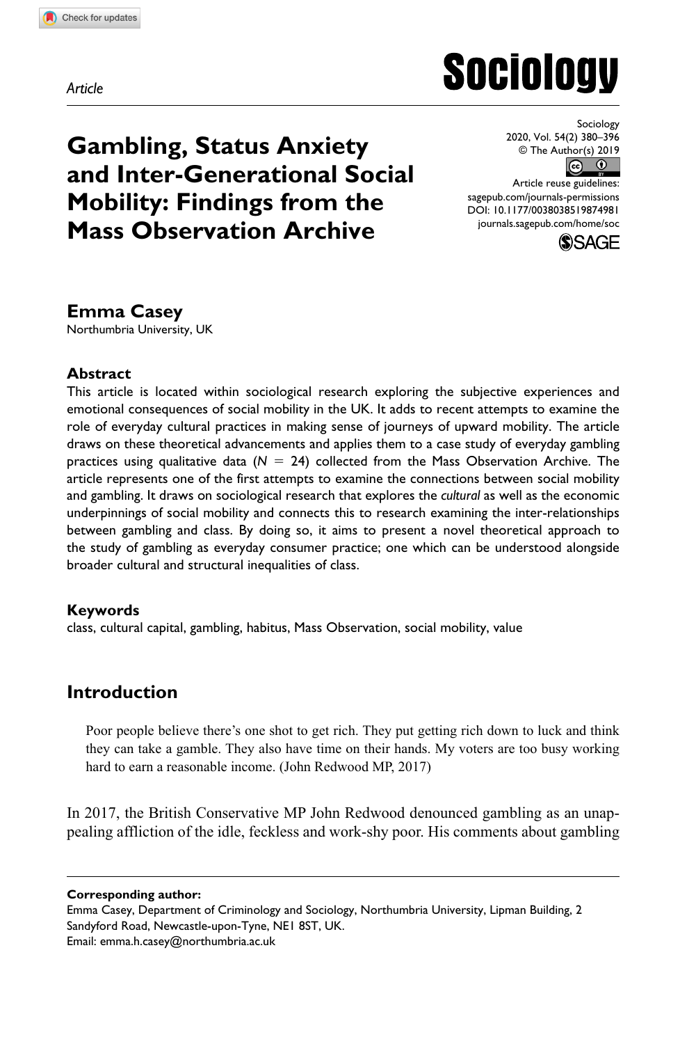*Article*

# Gambling, Status Anxiety and Inter-Generational Social Mobility: Findings from the Mass Observation Archive

Sociology
2020, Vol. 54(2) 380–396
© The Author(s) 2019
Article reuse guidelines:
sagepub.com/journals-permissions
DOI: 10.1177/0038038519874981
journals.sagepub.com/home/soc

**Emma Casey**
Northumbria University, UK

### Abstract

This article is located within sociological research exploring the subjective experiences and emotional consequences of social mobility in the UK. It adds to recent attempts to examine the role of everyday cultural practices in making sense of journeys of upward mobility. The article draws on these theoretical advancements and applies them to a case study of everyday gambling practices using qualitative data ($N = 24$) collected from the Mass Observation Archive. The article represents one of the first attempts to examine the connections between social mobility and gambling. It draws on sociological research that explores the *cultural* as well as the economic underpinnings of social mobility and connects this to research examining the inter-relationships between gambling and class. By doing so, it aims to present a novel theoretical approach to the study of gambling as everyday consumer practice; one which can be understood alongside broader cultural and structural inequalities of class.

### Keywords

class, cultural capital, gambling, habitus, Mass Observation, social mobility, value

## Introduction

> Poor people believe there's one shot to get rich. They put getting rich down to luck and think they can take a gamble. They also have time on their hands. My voters are too busy working hard to earn a reasonable income. (John Redwood MP, 2017)

In 2017, the British Conservative MP John Redwood denounced gambling as an unappealing affliction of the idle, feckless and work-shy poor. His comments about gambling

**Corresponding author:**
Emma Casey, Department of Criminology and Sociology, Northumbria University, Lipman Building, 2 Sandyford Road, Newcastle-upon-Tyne, NE1 8ST, UK.
Email: emma.h.casey@northumbria.ac.uk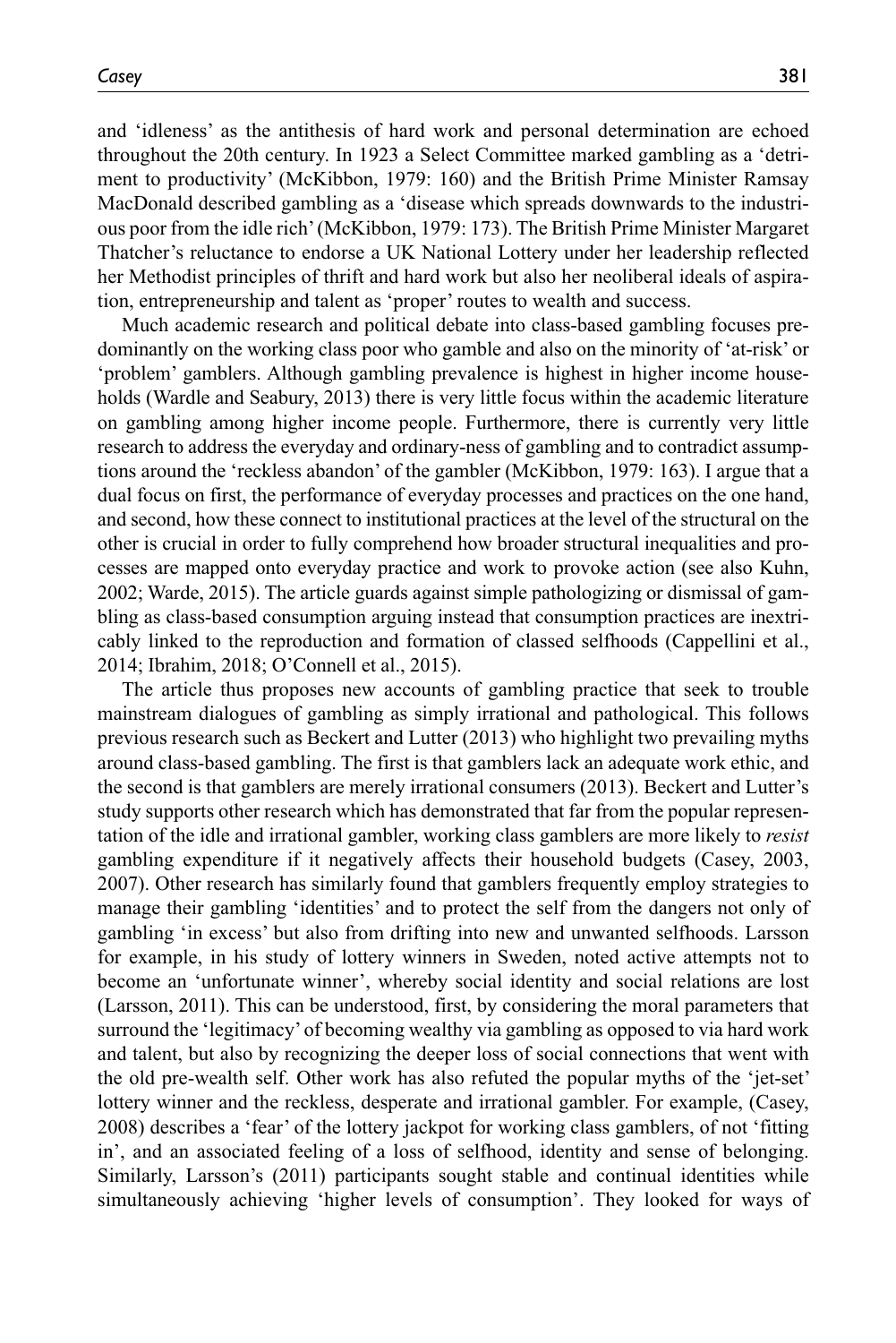and 'idleness' as the antithesis of hard work and personal determination are echoed throughout the 20th century. In 1923 a Select Committee marked gambling as a 'detriment to productivity' (McKibbon, 1979: 160) and the British Prime Minister Ramsay MacDonald described gambling as a 'disease which spreads downwards to the industrious poor from the idle rich' (McKibbon, 1979: 173). The British Prime Minister Margaret Thatcher's reluctance to endorse a UK National Lottery under her leadership reflected her Methodist principles of thrift and hard work but also her neoliberal ideals of aspiration, entrepreneurship and talent as 'proper' routes to wealth and success.

Much academic research and political debate into class-based gambling focuses predominantly on the working class poor who gamble and also on the minority of 'at-risk' or 'problem' gamblers. Although gambling prevalence is highest in higher income households (Wardle and Seabury, 2013) there is very little focus within the academic literature on gambling among higher income people. Furthermore, there is currently very little research to address the everyday and ordinary-ness of gambling and to contradict assumptions around the 'reckless abandon' of the gambler (McKibbon, 1979: 163). I argue that a dual focus on first, the performance of everyday processes and practices on the one hand, and second, how these connect to institutional practices at the level of the structural on the other is crucial in order to fully comprehend how broader structural inequalities and processes are mapped onto everyday practice and work to provoke action (see also Kuhn, 2002; Warde, 2015). The article guards against simple pathologizing or dismissal of gambling as class-based consumption arguing instead that consumption practices are inextricably linked to the reproduction and formation of classed selfhoods (Cappellini et al., 2014; Ibrahim, 2018; O'Connell et al., 2015).

The article thus proposes new accounts of gambling practice that seek to trouble mainstream dialogues of gambling as simply irrational and pathological. This follows previous research such as Beckert and Lutter (2013) who highlight two prevailing myths around class-based gambling. The first is that gamblers lack an adequate work ethic, and the second is that gamblers are merely irrational consumers (2013). Beckert and Lutter's study supports other research which has demonstrated that far from the popular representation of the idle and irrational gambler, working class gamblers are more likely to *resist* gambling expenditure if it negatively affects their household budgets (Casey, 2003, 2007). Other research has similarly found that gamblers frequently employ strategies to manage their gambling 'identities' and to protect the self from the dangers not only of gambling 'in excess' but also from drifting into new and unwanted selfhoods. Larsson for example, in his study of lottery winners in Sweden, noted active attempts not to become an 'unfortunate winner', whereby social identity and social relations are lost (Larsson, 2011). This can be understood, first, by considering the moral parameters that surround the 'legitimacy' of becoming wealthy via gambling as opposed to via hard work and talent, but also by recognizing the deeper loss of social connections that went with the old pre-wealth self. Other work has also refuted the popular myths of the 'jet-set' lottery winner and the reckless, desperate and irrational gambler. For example, (Casey, 2008) describes a 'fear' of the lottery jackpot for working class gamblers, of not 'fitting in', and an associated feeling of a loss of selfhood, identity and sense of belonging. Similarly, Larsson's (2011) participants sought stable and continual identities while simultaneously achieving 'higher levels of consumption'. They looked for ways of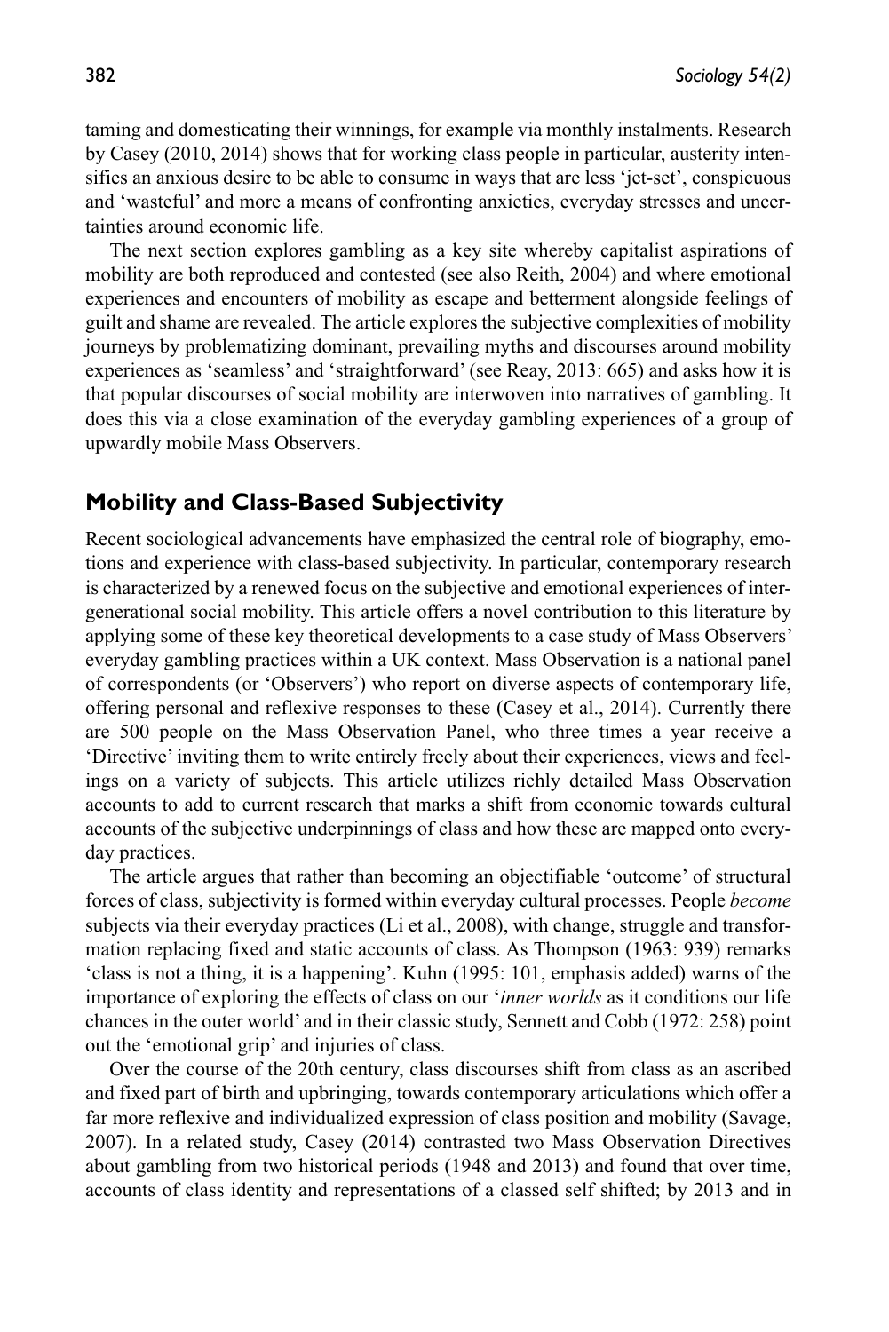taming and domesticating their winnings, for example via monthly instalments. Research by Casey (2010, 2014) shows that for working class people in particular, austerity intensifies an anxious desire to be able to consume in ways that are less 'jet-set', conspicuous and 'wasteful' and more a means of confronting anxieties, everyday stresses and uncertainties around economic life.

The next section explores gambling as a key site whereby capitalist aspirations of mobility are both reproduced and contested (see also Reith, 2004) and where emotional experiences and encounters of mobility as escape and betterment alongside feelings of guilt and shame are revealed. The article explores the subjective complexities of mobility journeys by problematizing dominant, prevailing myths and discourses around mobility experiences as 'seamless' and 'straightforward' (see Reay, 2013: 665) and asks how it is that popular discourses of social mobility are interwoven into narratives of gambling. It does this via a close examination of the everyday gambling experiences of a group of upwardly mobile Mass Observers.

## Mobility and Class-Based Subjectivity

Recent sociological advancements have emphasized the central role of biography, emotions and experience with class-based subjectivity. In particular, contemporary research is characterized by a renewed focus on the subjective and emotional experiences of intergenerational social mobility. This article offers a novel contribution to this literature by applying some of these key theoretical developments to a case study of Mass Observers' everyday gambling practices within a UK context. Mass Observation is a national panel of correspondents (or 'Observers') who report on diverse aspects of contemporary life, offering personal and reflexive responses to these (Casey et al., 2014). Currently there are 500 people on the Mass Observation Panel, who three times a year receive a 'Directive' inviting them to write entirely freely about their experiences, views and feelings on a variety of subjects. This article utilizes richly detailed Mass Observation accounts to add to current research that marks a shift from economic towards cultural accounts of the subjective underpinnings of class and how these are mapped onto everyday practices.

The article argues that rather than becoming an objectifiable 'outcome' of structural forces of class, subjectivity is formed within everyday cultural processes. People *become* subjects via their everyday practices (Li et al., 2008), with change, struggle and transformation replacing fixed and static accounts of class. As Thompson (1963: 939) remarks 'class is not a thing, it is a happening'. Kuhn (1995: 101, emphasis added) warns of the importance of exploring the effects of class on our '*inner worlds* as it conditions our life chances in the outer world' and in their classic study, Sennett and Cobb (1972: 258) point out the 'emotional grip' and injuries of class.

Over the course of the 20th century, class discourses shift from class as an ascribed and fixed part of birth and upbringing, towards contemporary articulations which offer a far more reflexive and individualized expression of class position and mobility (Savage, 2007). In a related study, Casey (2014) contrasted two Mass Observation Directives about gambling from two historical periods (1948 and 2013) and found that over time, accounts of class identity and representations of a classed self shifted; by 2013 and in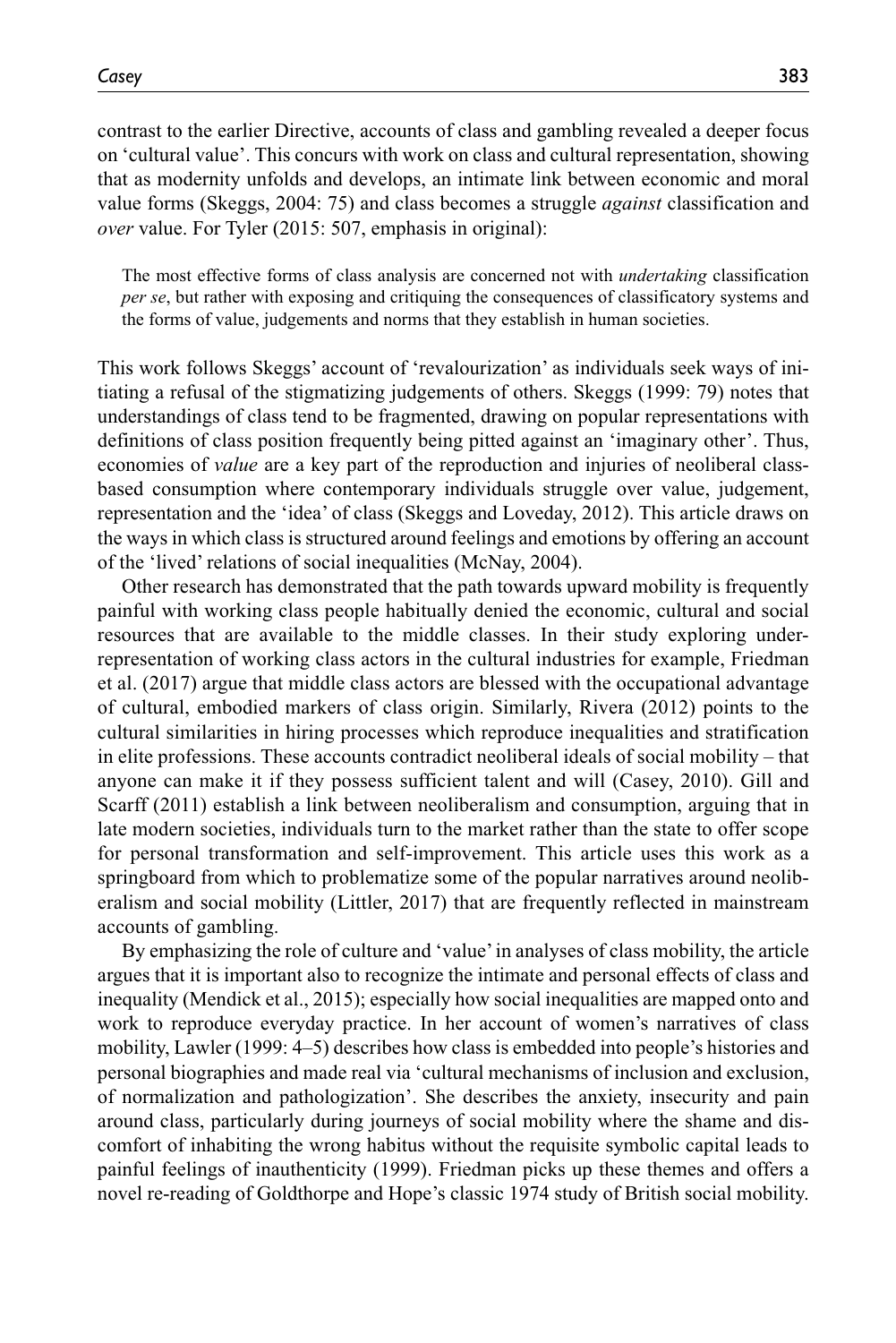contrast to the earlier Directive, accounts of class and gambling revealed a deeper focus on 'cultural value'. This concurs with work on class and cultural representation, showing that as modernity unfolds and develops, an intimate link between economic and moral value forms (Skeggs, 2004: 75) and class becomes a struggle *against* classification and *over* value. For Tyler (2015: 507, emphasis in original):

> The most effective forms of class analysis are concerned not with *undertaking* classification *per se*, but rather with exposing and critiquing the consequences of classificatory systems and the forms of value, judgements and norms that they establish in human societies.

This work follows Skeggs' account of 'revalourization' as individuals seek ways of initiating a refusal of the stigmatizing judgements of others. Skeggs (1999: 79) notes that understandings of class tend to be fragmented, drawing on popular representations with definitions of class position frequently being pitted against an 'imaginary other'. Thus, economies of *value* are a key part of the reproduction and injuries of neoliberal class-based consumption where contemporary individuals struggle over value, judgement, representation and the 'idea' of class (Skeggs and Loveday, 2012). This article draws on the ways in which class is structured around feelings and emotions by offering an account of the 'lived' relations of social inequalities (McNay, 2004).

Other research has demonstrated that the path towards upward mobility is frequently painful with working class people habitually denied the economic, cultural and social resources that are available to the middle classes. In their study exploring under-representation of working class actors in the cultural industries for example, Friedman et al. (2017) argue that middle class actors are blessed with the occupational advantage of cultural, embodied markers of class origin. Similarly, Rivera (2012) points to the cultural similarities in hiring processes which reproduce inequalities and stratification in elite professions. These accounts contradict neoliberal ideals of social mobility – that anyone can make it if they possess sufficient talent and will (Casey, 2010). Gill and Scarff (2011) establish a link between neoliberalism and consumption, arguing that in late modern societies, individuals turn to the market rather than the state to offer scope for personal transformation and self-improvement. This article uses this work as a springboard from which to problematize some of the popular narratives around neoliberalism and social mobility (Littler, 2017) that are frequently reflected in mainstream accounts of gambling.

By emphasizing the role of culture and 'value' in analyses of class mobility, the article argues that it is important also to recognize the intimate and personal effects of class and inequality (Mendick et al., 2015); especially how social inequalities are mapped onto and work to reproduce everyday practice. In her account of women's narratives of class mobility, Lawler (1999: 4–5) describes how class is embedded into people's histories and personal biographies and made real via 'cultural mechanisms of inclusion and exclusion, of normalization and pathologization'. She describes the anxiety, insecurity and pain around class, particularly during journeys of social mobility where the shame and discomfort of inhabiting the wrong habitus without the requisite symbolic capital leads to painful feelings of inauthenticity (1999). Friedman picks up these themes and offers a novel re-reading of Goldthorpe and Hope's classic 1974 study of British social mobility.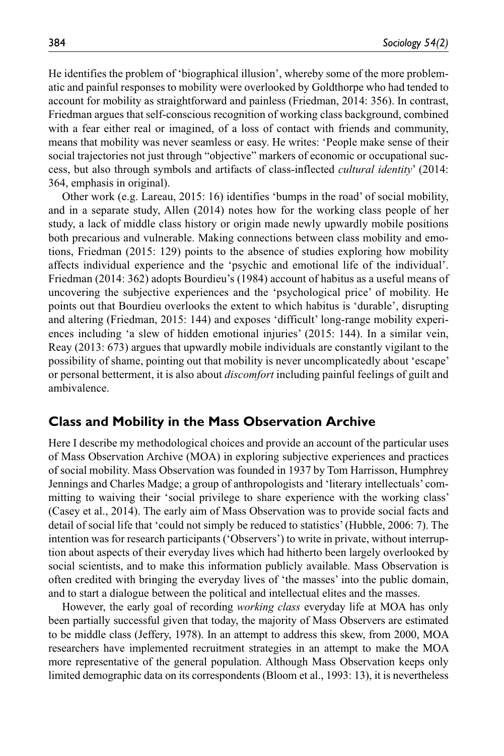He identifies the problem of 'biographical illusion', whereby some of the more problematic and painful responses to mobility were overlooked by Goldthorpe who had tended to account for mobility as straightforward and painless (Friedman, 2014: 356). In contrast, Friedman argues that self-conscious recognition of working class background, combined with a fear either real or imagined, of a loss of contact with friends and community, means that mobility was never seamless or easy. He writes: 'People make sense of their social trajectories not just through "objective" markers of economic or occupational success, but also through symbols and artifacts of class-inflected *cultural identity*' (2014: 364, emphasis in original).

Other work (e.g. Lareau, 2015: 16) identifies 'bumps in the road' of social mobility, and in a separate study, Allen (2014) notes how for the working class people of her study, a lack of middle class history or origin made newly upwardly mobile positions both precarious and vulnerable. Making connections between class mobility and emotions, Friedman (2015: 129) points to the absence of studies exploring how mobility affects individual experience and the 'psychic and emotional life of the individual'. Friedman (2014: 362) adopts Bourdieu's (1984) account of habitus as a useful means of uncovering the subjective experiences and the 'psychological price' of mobility. He points out that Bourdieu overlooks the extent to which habitus is 'durable', disrupting and altering (Friedman, 2015: 144) and exposes 'difficult' long-range mobility experiences including 'a slew of hidden emotional injuries' (2015: 144). In a similar vein, Reay (2013: 673) argues that upwardly mobile individuals are constantly vigilant to the possibility of shame, pointing out that mobility is never uncomplicatedly about 'escape' or personal betterment, it is also about *discomfort* including painful feelings of guilt and ambivalence.

## Class and Mobility in the Mass Observation Archive

Here I describe my methodological choices and provide an account of the particular uses of Mass Observation Archive (MOA) in exploring subjective experiences and practices of social mobility. Mass Observation was founded in 1937 by Tom Harrisson, Humphrey Jennings and Charles Madge; a group of anthropologists and 'literary intellectuals' committing to waiving their 'social privilege to share experience with the working class' (Casey et al., 2014). The early aim of Mass Observation was to provide social facts and detail of social life that 'could not simply be reduced to statistics' (Hubble, 2006: 7). The intention was for research participants ('Observers') to write in private, without interruption about aspects of their everyday lives which had hitherto been largely overlooked by social scientists, and to make this information publicly available. Mass Observation is often credited with bringing the everyday lives of 'the masses' into the public domain, and to start a dialogue between the political and intellectual elites and the masses.

However, the early goal of recording *working class* everyday life at MOA has only been partially successful given that today, the majority of Mass Observers are estimated to be middle class (Jeffery, 1978). In an attempt to address this skew, from 2000, MOA researchers have implemented recruitment strategies in an attempt to make the MOA more representative of the general population. Although Mass Observation keeps only limited demographic data on its correspondents (Bloom et al., 1993: 13), it is nevertheless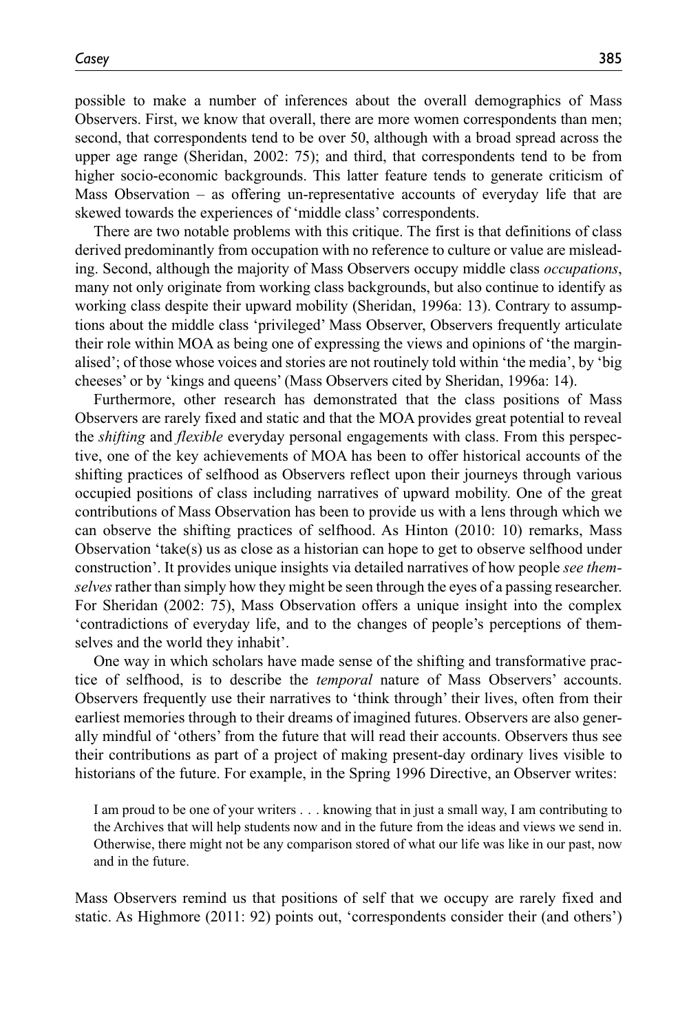possible to make a number of inferences about the overall demographics of Mass Observers. First, we know that overall, there are more women correspondents than men; second, that correspondents tend to be over 50, although with a broad spread across the upper age range (Sheridan, 2002: 75); and third, that correspondents tend to be from higher socio-economic backgrounds. This latter feature tends to generate criticism of Mass Observation – as offering un-representative accounts of everyday life that are skewed towards the experiences of 'middle class' correspondents.

There are two notable problems with this critique. The first is that definitions of class derived predominantly from occupation with no reference to culture or value are misleading. Second, although the majority of Mass Observers occupy middle class *occupations*, many not only originate from working class backgrounds, but also continue to identify as working class despite their upward mobility (Sheridan, 1996a: 13). Contrary to assumptions about the middle class 'privileged' Mass Observer, Observers frequently articulate their role within MOA as being one of expressing the views and opinions of 'the marginalised'; of those whose voices and stories are not routinely told within 'the media', by 'big cheeses' or by 'kings and queens' (Mass Observers cited by Sheridan, 1996a: 14).

Furthermore, other research has demonstrated that the class positions of Mass Observers are rarely fixed and static and that the MOA provides great potential to reveal the *shifting* and *flexible* everyday personal engagements with class. From this perspective, one of the key achievements of MOA has been to offer historical accounts of the shifting practices of selfhood as Observers reflect upon their journeys through various occupied positions of class including narratives of upward mobility. One of the great contributions of Mass Observation has been to provide us with a lens through which we can observe the shifting practices of selfhood. As Hinton (2010: 10) remarks, Mass Observation 'take(s) us as close as a historian can hope to get to observe selfhood under construction'. It provides unique insights via detailed narratives of how people *see themselves* rather than simply how they might be seen through the eyes of a passing researcher. For Sheridan (2002: 75), Mass Observation offers a unique insight into the complex 'contradictions of everyday life, and to the changes of people's perceptions of themselves and the world they inhabit'.

One way in which scholars have made sense of the shifting and transformative practice of selfhood, is to describe the *temporal* nature of Mass Observers' accounts. Observers frequently use their narratives to 'think through' their lives, often from their earliest memories through to their dreams of imagined futures. Observers are also generally mindful of 'others' from the future that will read their accounts. Observers thus see their contributions as part of a project of making present-day ordinary lives visible to historians of the future. For example, in the Spring 1996 Directive, an Observer writes:

> I am proud to be one of your writers . . . knowing that in just a small way, I am contributing to the Archives that will help students now and in the future from the ideas and views we send in. Otherwise, there might not be any comparison stored of what our life was like in our past, now and in the future.

Mass Observers remind us that positions of self that we occupy are rarely fixed and static. As Highmore (2011: 92) points out, 'correspondents consider their (and others')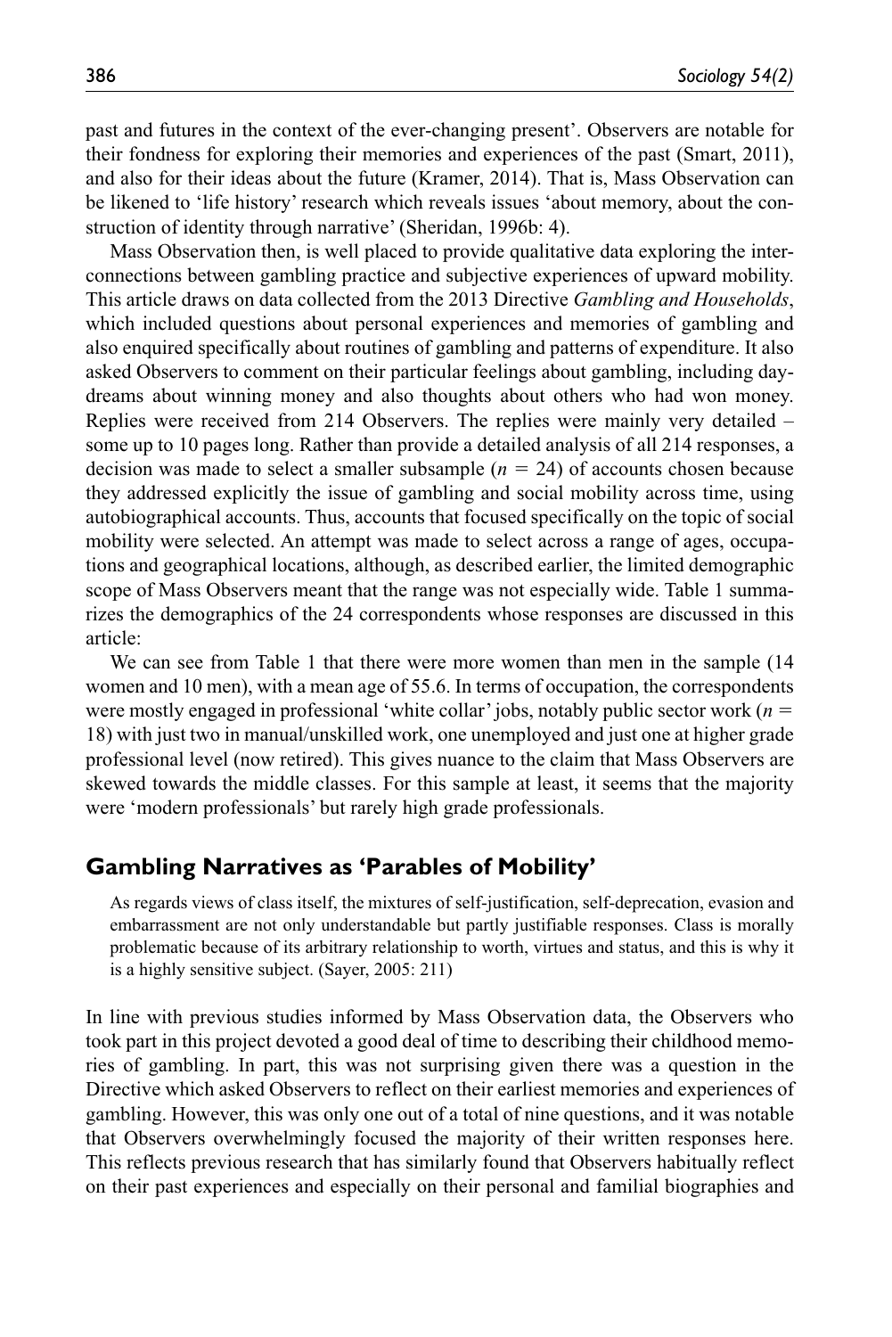past and futures in the context of the ever-changing present'. Observers are notable for their fondness for exploring their memories and experiences of the past (Smart, 2011), and also for their ideas about the future (Kramer, 2014). That is, Mass Observation can be likened to 'life history' research which reveals issues 'about memory, about the construction of identity through narrative' (Sheridan, 1996b: 4).

Mass Observation then, is well placed to provide qualitative data exploring the interconnections between gambling practice and subjective experiences of upward mobility. This article draws on data collected from the 2013 Directive *Gambling and Households*, which included questions about personal experiences and memories of gambling and also enquired specifically about routines of gambling and patterns of expenditure. It also asked Observers to comment on their particular feelings about gambling, including daydreams about winning money and also thoughts about others who had won money. Replies were received from 214 Observers. The replies were mainly very detailed – some up to 10 pages long. Rather than provide a detailed analysis of all 214 responses, a decision was made to select a smaller subsample ($n = 24$) of accounts chosen because they addressed explicitly the issue of gambling and social mobility across time, using autobiographical accounts. Thus, accounts that focused specifically on the topic of social mobility were selected. An attempt was made to select across a range of ages, occupations and geographical locations, although, as described earlier, the limited demographic scope of Mass Observers meant that the range was not especially wide. Table 1 summarizes the demographics of the 24 correspondents whose responses are discussed in this article:

We can see from Table 1 that there were more women than men in the sample (14 women and 10 men), with a mean age of 55.6. In terms of occupation, the correspondents were mostly engaged in professional 'white collar' jobs, notably public sector work ($n = 18$) with just two in manual/unskilled work, one unemployed and just one at higher grade professional level (now retired). This gives nuance to the claim that Mass Observers are skewed towards the middle classes. For this sample at least, it seems that the majority were 'modern professionals' but rarely high grade professionals.

## Gambling Narratives as 'Parables of Mobility'

> As regards views of class itself, the mixtures of self-justification, self-deprecation, evasion and embarrassment are not only understandable but partly justifiable responses. Class is morally problematic because of its arbitrary relationship to worth, virtues and status, and this is why it is a highly sensitive subject. (Sayer, 2005: 211)

In line with previous studies informed by Mass Observation data, the Observers who took part in this project devoted a good deal of time to describing their childhood memories of gambling. In part, this was not surprising given there was a question in the Directive which asked Observers to reflect on their earliest memories and experiences of gambling. However, this was only one out of a total of nine questions, and it was notable that Observers overwhelmingly focused the majority of their written responses here. This reflects previous research that has similarly found that Observers habitually reflect on their past experiences and especially on their personal and familial biographies and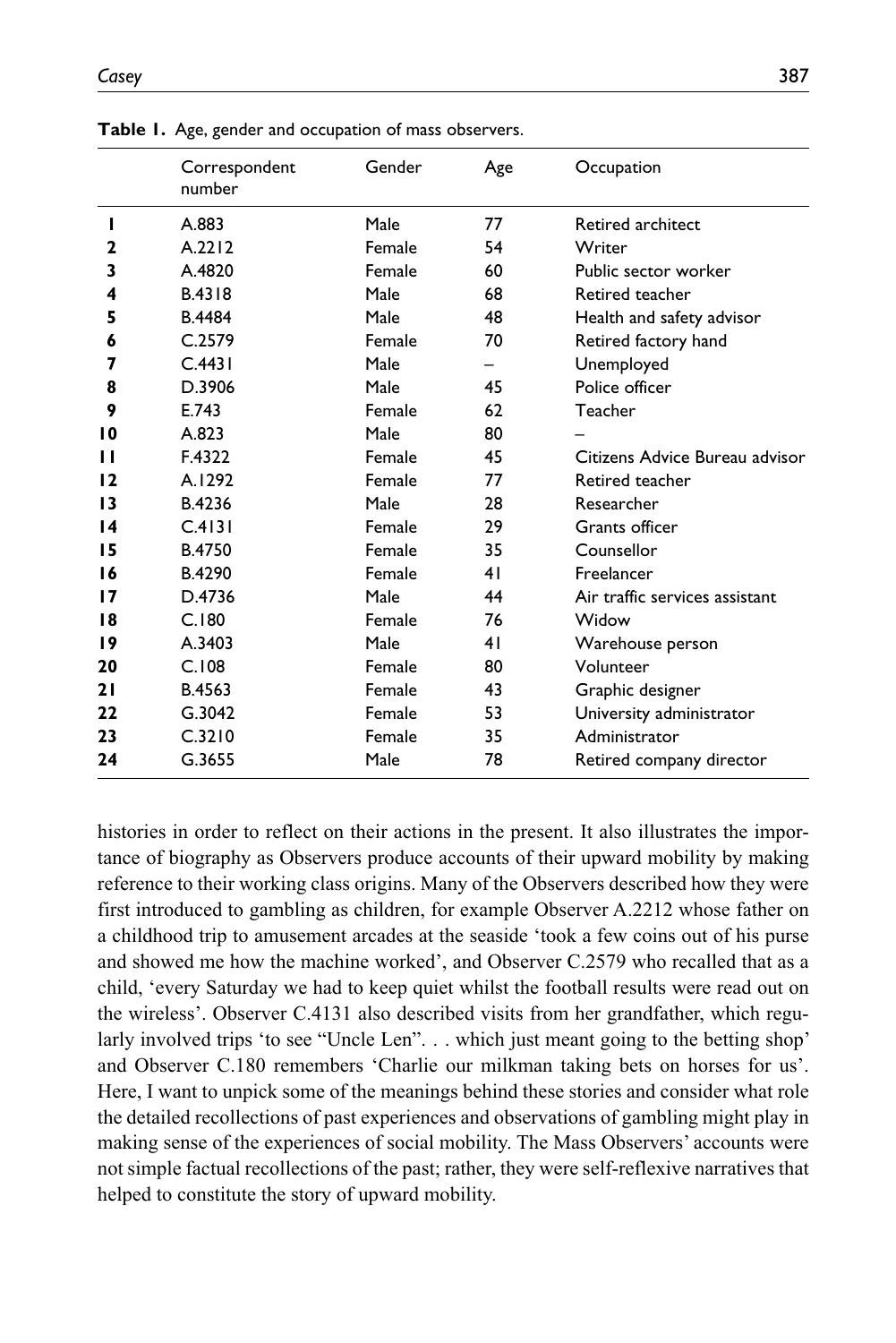**Table 1.** Age, gender and occupation of mass observers.

| | Correspondent number | Gender | Age | Occupation |
|---|---|---|---|---|
| **1** | A.883 | Male | 77 | Retired architect |
| **2** | A.2212 | Female | 54 | Writer |
| **3** | A.4820 | Female | 60 | Public sector worker |
| **4** | B.4318 | Male | 68 | Retired teacher |
| **5** | B.4484 | Male | 48 | Health and safety advisor |
| **6** | C.2579 | Female | 70 | Retired factory hand |
| **7** | C.4431 | Male | – | Unemployed |
| **8** | D.3906 | Male | 45 | Police officer |
| **9** | E.743 | Female | 62 | Teacher |
| **10** | A.823 | Male | 80 | – |
| **11** | F.4322 | Female | 45 | Citizens Advice Bureau advisor |
| **12** | A.1292 | Female | 77 | Retired teacher |
| **13** | B.4236 | Male | 28 | Researcher |
| **14** | C.4131 | Female | 29 | Grants officer |
| **15** | B.4750 | Female | 35 | Counsellor |
| **16** | B.4290 | Female | 41 | Freelancer |
| **17** | D.4736 | Male | 44 | Air traffic services assistant |
| **18** | C.180 | Female | 76 | Widow |
| **19** | A.3403 | Male | 41 | Warehouse person |
| **20** | C.108 | Female | 80 | Volunteer |
| **21** | B.4563 | Female | 43 | Graphic designer |
| **22** | G.3042 | Female | 53 | University administrator |
| **23** | C.3210 | Female | 35 | Administrator |
| **24** | G.3655 | Male | 78 | Retired company director |

histories in order to reflect on their actions in the present. It also illustrates the importance of biography as Observers produce accounts of their upward mobility by making reference to their working class origins. Many of the Observers described how they were first introduced to gambling as children, for example Observer A.2212 whose father on a childhood trip to amusement arcades at the seaside 'took a few coins out of his purse and showed me how the machine worked', and Observer C.2579 who recalled that as a child, 'every Saturday we had to keep quiet whilst the football results were read out on the wireless'. Observer C.4131 also described visits from her grandfather, which regularly involved trips 'to see "Uncle Len". . . which just meant going to the betting shop' and Observer C.180 remembers 'Charlie our milkman taking bets on horses for us'. Here, I want to unpick some of the meanings behind these stories and consider what role the detailed recollections of past experiences and observations of gambling might play in making sense of the experiences of social mobility. The Mass Observers' accounts were not simple factual recollections of the past; rather, they were self-reflexive narratives that helped to constitute the story of upward mobility.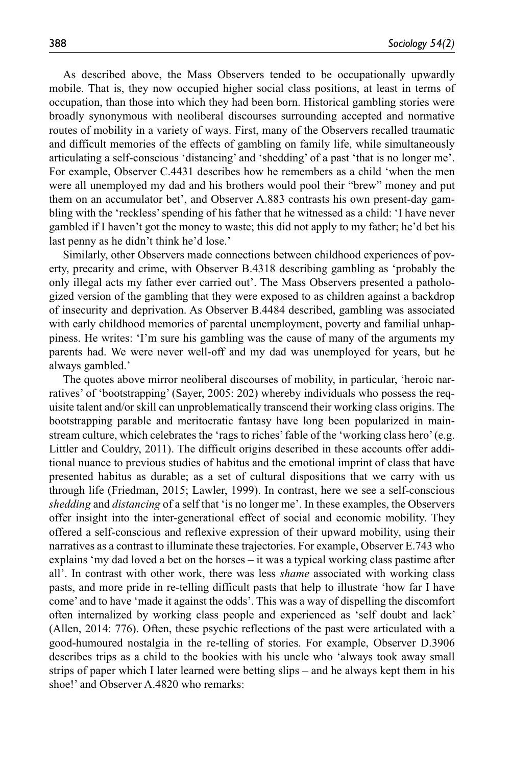As described above, the Mass Observers tended to be occupationally upwardly mobile. That is, they now occupied higher social class positions, at least in terms of occupation, than those into which they had been born. Historical gambling stories were broadly synonymous with neoliberal discourses surrounding accepted and normative routes of mobility in a variety of ways. First, many of the Observers recalled traumatic and difficult memories of the effects of gambling on family life, while simultaneously articulating a self-conscious 'distancing' and 'shedding' of a past 'that is no longer me'. For example, Observer C.4431 describes how he remembers as a child 'when the men were all unemployed my dad and his brothers would pool their "brew" money and put them on an accumulator bet', and Observer A.883 contrasts his own present-day gambling with the 'reckless' spending of his father that he witnessed as a child: 'I have never gambled if I haven't got the money to waste; this did not apply to my father; he'd bet his last penny as he didn't think he'd lose.'

Similarly, other Observers made connections between childhood experiences of poverty, precarity and crime, with Observer B.4318 describing gambling as 'probably the only illegal acts my father ever carried out'. The Mass Observers presented a pathologized version of the gambling that they were exposed to as children against a backdrop of insecurity and deprivation. As Observer B.4484 described, gambling was associated with early childhood memories of parental unemployment, poverty and familial unhappiness. He writes: 'I'm sure his gambling was the cause of many of the arguments my parents had. We were never well-off and my dad was unemployed for years, but he always gambled.'

The quotes above mirror neoliberal discourses of mobility, in particular, 'heroic narratives' of 'bootstrapping' (Sayer, 2005: 202) whereby individuals who possess the requisite talent and/or skill can unproblematically transcend their working class origins. The bootstrapping parable and meritocratic fantasy have long been popularized in mainstream culture, which celebrates the 'rags to riches' fable of the 'working class hero' (e.g. Littler and Couldry, 2011). The difficult origins described in these accounts offer additional nuance to previous studies of habitus and the emotional imprint of class that have presented habitus as durable; as a set of cultural dispositions that we carry with us through life (Friedman, 2015; Lawler, 1999). In contrast, here we see a self-conscious *shedding* and *distancing* of a self that 'is no longer me'. In these examples, the Observers offer insight into the inter-generational effect of social and economic mobility. They offered a self-conscious and reflexive expression of their upward mobility, using their narratives as a contrast to illuminate these trajectories. For example, Observer E.743 who explains 'my dad loved a bet on the horses – it was a typical working class pastime after all'. In contrast with other work, there was less *shame* associated with working class pasts, and more pride in re-telling difficult pasts that help to illustrate 'how far I have come' and to have 'made it against the odds'. This was a way of dispelling the discomfort often internalized by working class people and experienced as 'self doubt and lack' (Allen, 2014: 776). Often, these psychic reflections of the past were articulated with a good-humoured nostalgia in the re-telling of stories. For example, Observer D.3906 describes trips as a child to the bookies with his uncle who 'always took away small strips of paper which I later learned were betting slips – and he always kept them in his shoe!' and Observer A.4820 who remarks: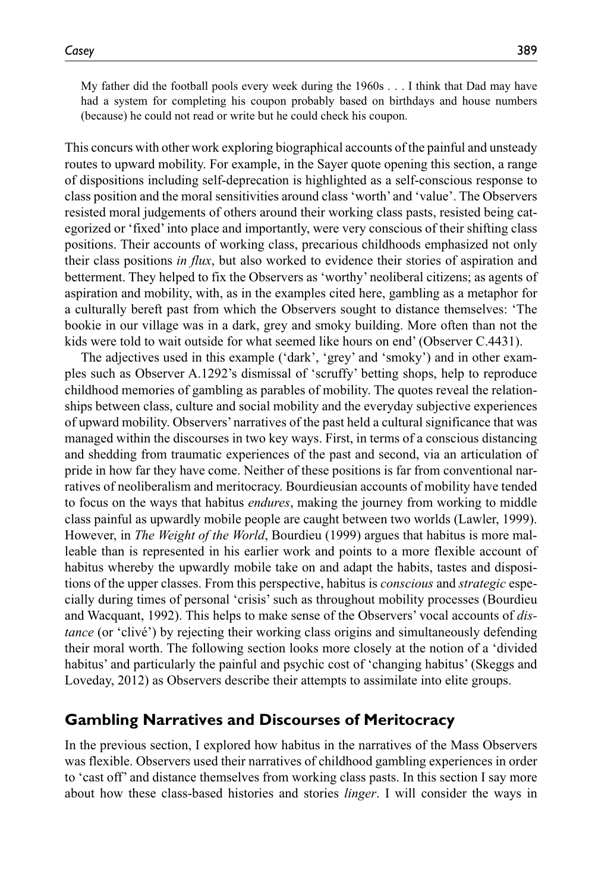> My father did the football pools every week during the 1960s . . . I think that Dad may have had a system for completing his coupon probably based on birthdays and house numbers (because) he could not read or write but he could check his coupon.

This concurs with other work exploring biographical accounts of the painful and unsteady routes to upward mobility. For example, in the Sayer quote opening this section, a range of dispositions including self-deprecation is highlighted as a self-conscious response to class position and the moral sensitivities around class 'worth' and 'value'. The Observers resisted moral judgements of others around their working class pasts, resisted being categorized or 'fixed' into place and importantly, were very conscious of their shifting class positions. Their accounts of working class, precarious childhoods emphasized not only their class positions *in flux*, but also worked to evidence their stories of aspiration and betterment. They helped to fix the Observers as 'worthy' neoliberal citizens; as agents of aspiration and mobility, with, as in the examples cited here, gambling as a metaphor for a culturally bereft past from which the Observers sought to distance themselves: 'The bookie in our village was in a dark, grey and smoky building. More often than not the kids were told to wait outside for what seemed like hours on end' (Observer C.4431).

The adjectives used in this example ('dark', 'grey' and 'smoky') and in other examples such as Observer A.1292's dismissal of 'scruffy' betting shops, help to reproduce childhood memories of gambling as parables of mobility. The quotes reveal the relationships between class, culture and social mobility and the everyday subjective experiences of upward mobility. Observers' narratives of the past held a cultural significance that was managed within the discourses in two key ways. First, in terms of a conscious distancing and shedding from traumatic experiences of the past and second, via an articulation of pride in how far they have come. Neither of these positions is far from conventional narratives of neoliberalism and meritocracy. Bourdieusian accounts of mobility have tended to focus on the ways that habitus *endures*, making the journey from working to middle class painful as upwardly mobile people are caught between two worlds (Lawler, 1999). However, in *The Weight of the World*, Bourdieu (1999) argues that habitus is more malleable than is represented in his earlier work and points to a more flexible account of habitus whereby the upwardly mobile take on and adapt the habits, tastes and dispositions of the upper classes. From this perspective, habitus is *conscious* and *strategic* especially during times of personal 'crisis' such as throughout mobility processes (Bourdieu and Wacquant, 1992). This helps to make sense of the Observers' vocal accounts of *distance* (or 'clivé') by rejecting their working class origins and simultaneously defending their moral worth. The following section looks more closely at the notion of a 'divided habitus' and particularly the painful and psychic cost of 'changing habitus' (Skeggs and Loveday, 2012) as Observers describe their attempts to assimilate into elite groups.

## Gambling Narratives and Discourses of Meritocracy

In the previous section, I explored how habitus in the narratives of the Mass Observers was flexible. Observers used their narratives of childhood gambling experiences in order to 'cast off' and distance themselves from working class pasts. In this section I say more about how these class-based histories and stories *linger*. I will consider the ways in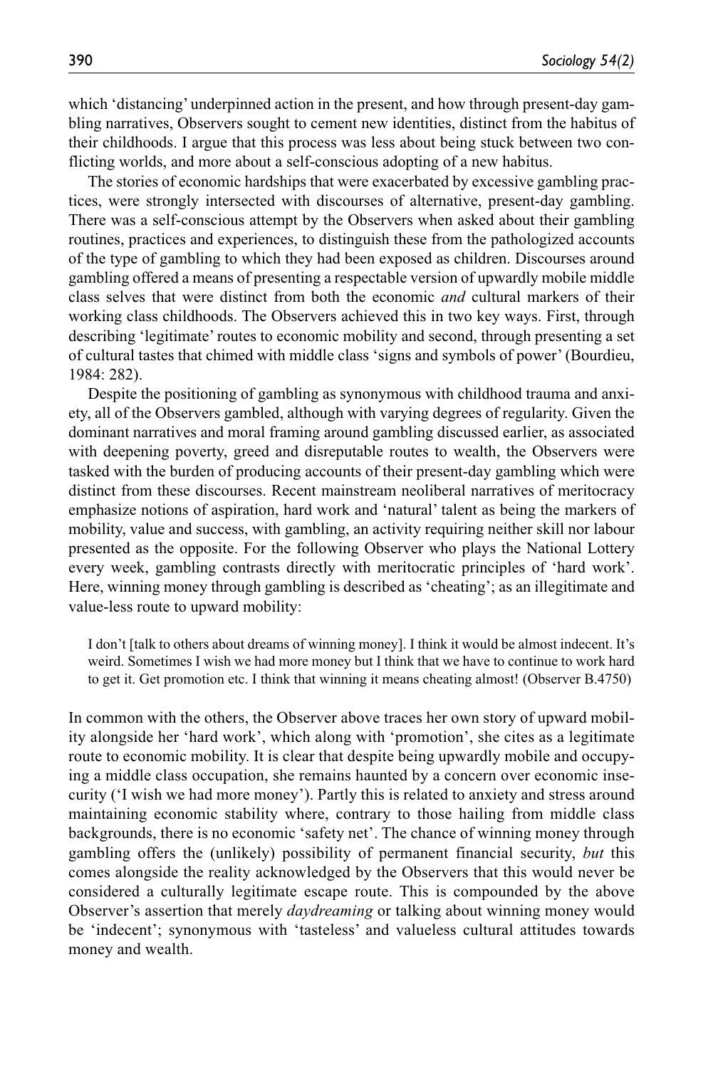which 'distancing' underpinned action in the present, and how through present-day gambling narratives, Observers sought to cement new identities, distinct from the habitus of their childhoods. I argue that this process was less about being stuck between two conflicting worlds, and more about a self-conscious adopting of a new habitus.

The stories of economic hardships that were exacerbated by excessive gambling practices, were strongly intersected with discourses of alternative, present-day gambling. There was a self-conscious attempt by the Observers when asked about their gambling routines, practices and experiences, to distinguish these from the pathologized accounts of the type of gambling to which they had been exposed as children. Discourses around gambling offered a means of presenting a respectable version of upwardly mobile middle class selves that were distinct from both the economic *and* cultural markers of their working class childhoods. The Observers achieved this in two key ways. First, through describing 'legitimate' routes to economic mobility and second, through presenting a set of cultural tastes that chimed with middle class 'signs and symbols of power' (Bourdieu, 1984: 282).

Despite the positioning of gambling as synonymous with childhood trauma and anxiety, all of the Observers gambled, although with varying degrees of regularity. Given the dominant narratives and moral framing around gambling discussed earlier, as associated with deepening poverty, greed and disreputable routes to wealth, the Observers were tasked with the burden of producing accounts of their present-day gambling which were distinct from these discourses. Recent mainstream neoliberal narratives of meritocracy emphasize notions of aspiration, hard work and 'natural' talent as being the markers of mobility, value and success, with gambling, an activity requiring neither skill nor labour presented as the opposite. For the following Observer who plays the National Lottery every week, gambling contrasts directly with meritocratic principles of 'hard work'. Here, winning money through gambling is described as 'cheating'; as an illegitimate and value-less route to upward mobility:

> I don't [talk to others about dreams of winning money]. I think it would be almost indecent. It's weird. Sometimes I wish we had more money but I think that we have to continue to work hard to get it. Get promotion etc. I think that winning it means cheating almost! (Observer B.4750)

In common with the others, the Observer above traces her own story of upward mobility alongside her 'hard work', which along with 'promotion', she cites as a legitimate route to economic mobility. It is clear that despite being upwardly mobile and occupying a middle class occupation, she remains haunted by a concern over economic insecurity ('I wish we had more money'). Partly this is related to anxiety and stress around maintaining economic stability where, contrary to those hailing from middle class backgrounds, there is no economic 'safety net'. The chance of winning money through gambling offers the (unlikely) possibility of permanent financial security, *but* this comes alongside the reality acknowledged by the Observers that this would never be considered a culturally legitimate escape route. This is compounded by the above Observer's assertion that merely *daydreaming* or talking about winning money would be 'indecent'; synonymous with 'tasteless' and valueless cultural attitudes towards money and wealth.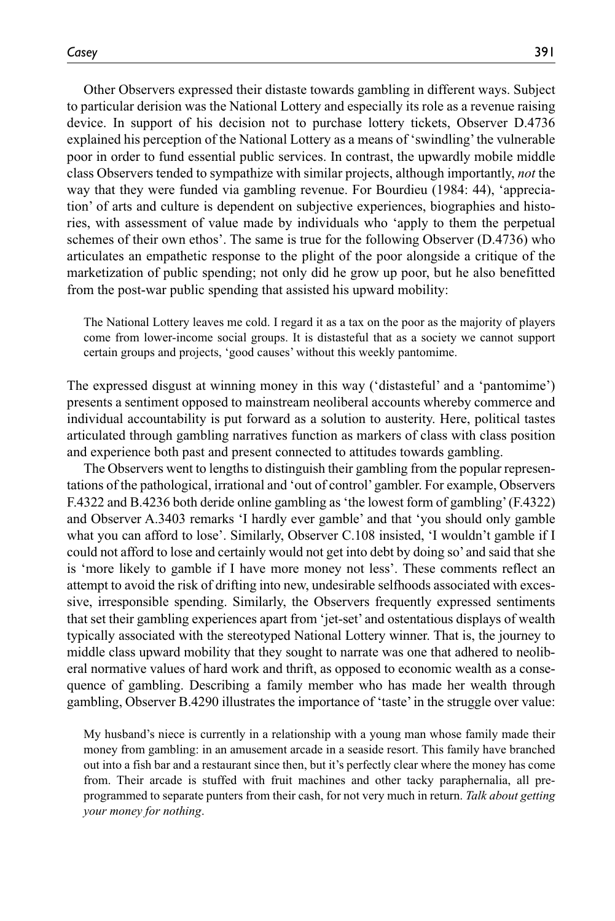Other Observers expressed their distaste towards gambling in different ways. Subject to particular derision was the National Lottery and especially its role as a revenue raising device. In support of his decision not to purchase lottery tickets, Observer D.4736 explained his perception of the National Lottery as a means of 'swindling' the vulnerable poor in order to fund essential public services. In contrast, the upwardly mobile middle class Observers tended to sympathize with similar projects, although importantly, *not* the way that they were funded via gambling revenue. For Bourdieu (1984: 44), 'appreciation' of arts and culture is dependent on subjective experiences, biographies and histories, with assessment of value made by individuals who 'apply to them the perpetual schemes of their own ethos'. The same is true for the following Observer (D.4736) who articulates an empathetic response to the plight of the poor alongside a critique of the marketization of public spending; not only did he grow up poor, but he also benefitted from the post-war public spending that assisted his upward mobility:

> The National Lottery leaves me cold. I regard it as a tax on the poor as the majority of players come from lower-income social groups. It is distasteful that as a society we cannot support certain groups and projects, 'good causes' without this weekly pantomime.

The expressed disgust at winning money in this way ('distasteful' and a 'pantomime') presents a sentiment opposed to mainstream neoliberal accounts whereby commerce and individual accountability is put forward as a solution to austerity. Here, political tastes articulated through gambling narratives function as markers of class with class position and experience both past and present connected to attitudes towards gambling.

The Observers went to lengths to distinguish their gambling from the popular representations of the pathological, irrational and 'out of control' gambler. For example, Observers F.4322 and B.4236 both deride online gambling as 'the lowest form of gambling' (F.4322) and Observer A.3403 remarks 'I hardly ever gamble' and that 'you should only gamble what you can afford to lose'. Similarly, Observer C.108 insisted, 'I wouldn't gamble if I could not afford to lose and certainly would not get into debt by doing so' and said that she is 'more likely to gamble if I have more money not less'. These comments reflect an attempt to avoid the risk of drifting into new, undesirable selfhoods associated with excessive, irresponsible spending. Similarly, the Observers frequently expressed sentiments that set their gambling experiences apart from 'jet-set' and ostentatious displays of wealth typically associated with the stereotyped National Lottery winner. That is, the journey to middle class upward mobility that they sought to narrate was one that adhered to neoliberal normative values of hard work and thrift, as opposed to economic wealth as a consequence of gambling. Describing a family member who has made her wealth through gambling, Observer B.4290 illustrates the importance of 'taste' in the struggle over value:

> My husband's niece is currently in a relationship with a young man whose family made their money from gambling: in an amusement arcade in a seaside resort. This family have branched out into a fish bar and a restaurant since then, but it's perfectly clear where the money has come from. Their arcade is stuffed with fruit machines and other tacky paraphernalia, all pre-programmed to separate punters from their cash, for not very much in return. *Talk about getting your money for nothing*.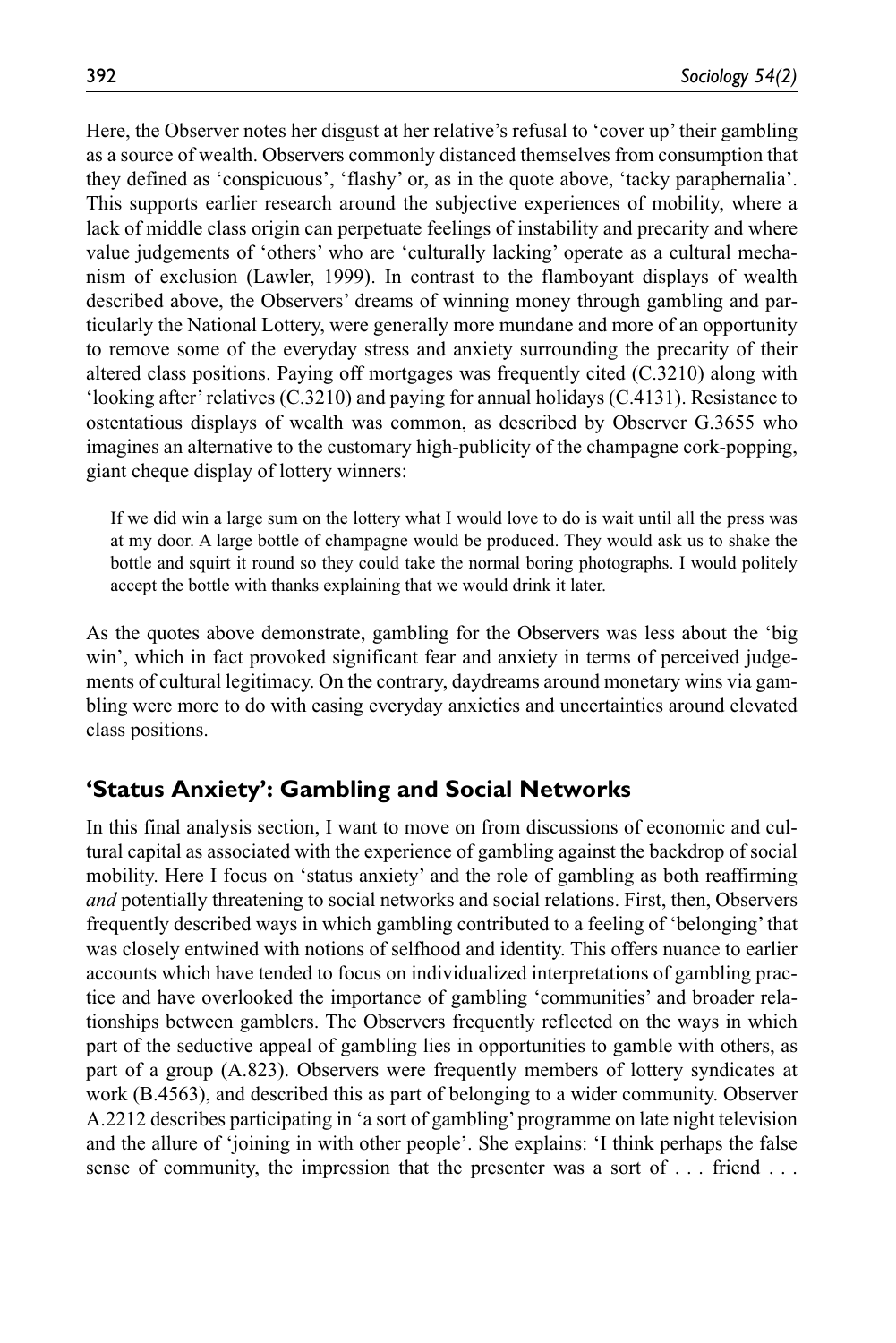Here, the Observer notes her disgust at her relative's refusal to 'cover up' their gambling as a source of wealth. Observers commonly distanced themselves from consumption that they defined as 'conspicuous', 'flashy' or, as in the quote above, 'tacky paraphernalia'. This supports earlier research around the subjective experiences of mobility, where a lack of middle class origin can perpetuate feelings of instability and precarity and where value judgements of 'others' who are 'culturally lacking' operate as a cultural mechanism of exclusion (Lawler, 1999). In contrast to the flamboyant displays of wealth described above, the Observers' dreams of winning money through gambling and particularly the National Lottery, were generally more mundane and more of an opportunity to remove some of the everyday stress and anxiety surrounding the precarity of their altered class positions. Paying off mortgages was frequently cited (C.3210) along with 'looking after' relatives (C.3210) and paying for annual holidays (C.4131). Resistance to ostentatious displays of wealth was common, as described by Observer G.3655 who imagines an alternative to the customary high-publicity of the champagne cork-popping, giant cheque display of lottery winners:

> If we did win a large sum on the lottery what I would love to do is wait until all the press was at my door. A large bottle of champagne would be produced. They would ask us to shake the bottle and squirt it round so they could take the normal boring photographs. I would politely accept the bottle with thanks explaining that we would drink it later.

As the quotes above demonstrate, gambling for the Observers was less about the 'big win', which in fact provoked significant fear and anxiety in terms of perceived judgements of cultural legitimacy. On the contrary, daydreams around monetary wins via gambling were more to do with easing everyday anxieties and uncertainties around elevated class positions.

## 'Status Anxiety': Gambling and Social Networks

In this final analysis section, I want to move on from discussions of economic and cultural capital as associated with the experience of gambling against the backdrop of social mobility. Here I focus on 'status anxiety' and the role of gambling as both reaffirming *and* potentially threatening to social networks and social relations. First, then, Observers frequently described ways in which gambling contributed to a feeling of 'belonging' that was closely entwined with notions of selfhood and identity. This offers nuance to earlier accounts which have tended to focus on individualized interpretations of gambling practice and have overlooked the importance of gambling 'communities' and broader relationships between gamblers. The Observers frequently reflected on the ways in which part of the seductive appeal of gambling lies in opportunities to gamble with others, as part of a group (A.823). Observers were frequently members of lottery syndicates at work (B.4563), and described this as part of belonging to a wider community. Observer A.2212 describes participating in 'a sort of gambling' programme on late night television and the allure of 'joining in with other people'. She explains: 'I think perhaps the false sense of community, the impression that the presenter was a sort of . . . friend . . .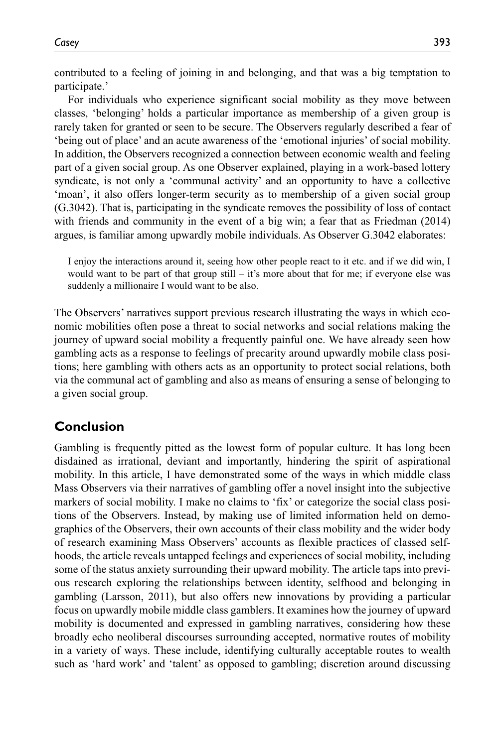contributed to a feeling of joining in and belonging, and that was a big temptation to participate.'

For individuals who experience significant social mobility as they move between classes, 'belonging' holds a particular importance as membership of a given group is rarely taken for granted or seen to be secure. The Observers regularly described a fear of 'being out of place' and an acute awareness of the 'emotional injuries' of social mobility. In addition, the Observers recognized a connection between economic wealth and feeling part of a given social group. As one Observer explained, playing in a work-based lottery syndicate, is not only a 'communal activity' and an opportunity to have a collective 'moan', it also offers longer-term security as to membership of a given social group (G.3042). That is, participating in the syndicate removes the possibility of loss of contact with friends and community in the event of a big win; a fear that as Friedman (2014) argues, is familiar among upwardly mobile individuals. As Observer G.3042 elaborates:

> I enjoy the interactions around it, seeing how other people react to it etc. and if we did win, I would want to be part of that group still – it's more about that for me; if everyone else was suddenly a millionaire I would want to be also.

The Observers' narratives support previous research illustrating the ways in which economic mobilities often pose a threat to social networks and social relations making the journey of upward social mobility a frequently painful one. We have already seen how gambling acts as a response to feelings of precarity around upwardly mobile class positions; here gambling with others acts as an opportunity to protect social relations, both via the communal act of gambling and also as means of ensuring a sense of belonging to a given social group.

## Conclusion

Gambling is frequently pitted as the lowest form of popular culture. It has long been disdained as irrational, deviant and importantly, hindering the spirit of aspirational mobility. In this article, I have demonstrated some of the ways in which middle class Mass Observers via their narratives of gambling offer a novel insight into the subjective markers of social mobility. I make no claims to 'fix' or categorize the social class positions of the Observers. Instead, by making use of limited information held on demographics of the Observers, their own accounts of their class mobility and the wider body of research examining Mass Observers' accounts as flexible practices of classed selfhoods, the article reveals untapped feelings and experiences of social mobility, including some of the status anxiety surrounding their upward mobility. The article taps into previous research exploring the relationships between identity, selfhood and belonging in gambling (Larsson, 2011), but also offers new innovations by providing a particular focus on upwardly mobile middle class gamblers. It examines how the journey of upward mobility is documented and expressed in gambling narratives, considering how these broadly echo neoliberal discourses surrounding accepted, normative routes of mobility in a variety of ways. These include, identifying culturally acceptable routes to wealth such as 'hard work' and 'talent' as opposed to gambling; discretion around discussing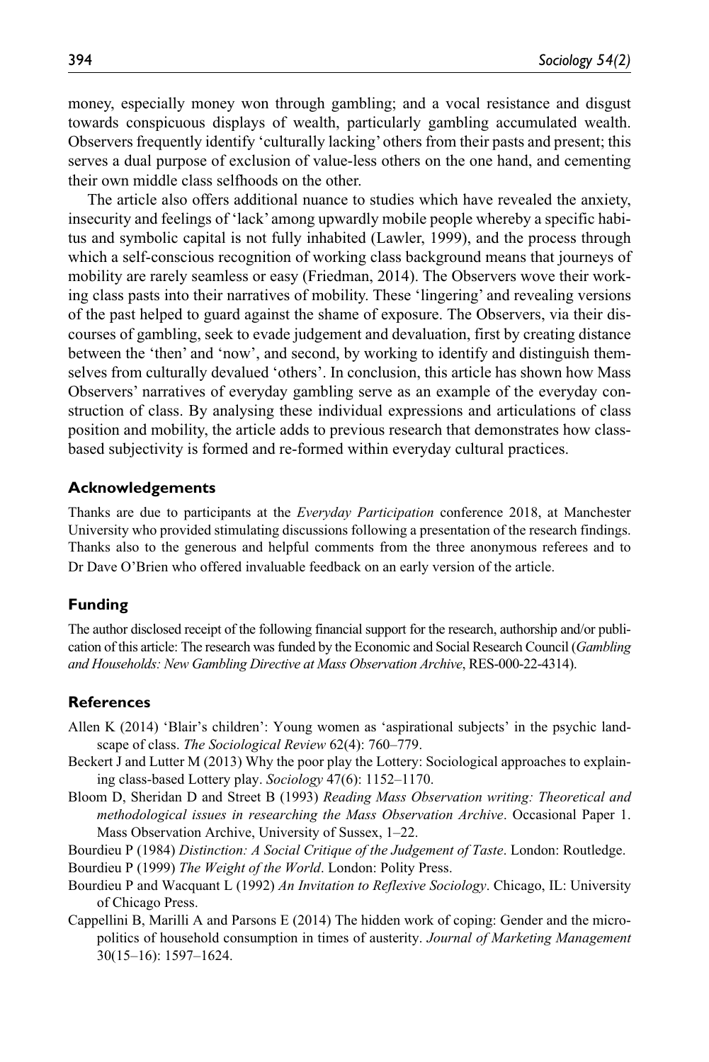money, especially money won through gambling; and a vocal resistance and disgust towards conspicuous displays of wealth, particularly gambling accumulated wealth. Observers frequently identify 'culturally lacking' others from their pasts and present; this serves a dual purpose of exclusion of value-less others on the one hand, and cementing their own middle class selfhoods on the other.

The article also offers additional nuance to studies which have revealed the anxiety, insecurity and feelings of 'lack' among upwardly mobile people whereby a specific habitus and symbolic capital is not fully inhabited (Lawler, 1999), and the process through which a self-conscious recognition of working class background means that journeys of mobility are rarely seamless or easy (Friedman, 2014). The Observers wove their working class pasts into their narratives of mobility. These 'lingering' and revealing versions of the past helped to guard against the shame of exposure. The Observers, via their discourses of gambling, seek to evade judgement and devaluation, first by creating distance between the 'then' and 'now', and second, by working to identify and distinguish themselves from culturally devalued 'others'. In conclusion, this article has shown how Mass Observers' narratives of everyday gambling serve as an example of the everyday construction of class. By analysing these individual expressions and articulations of class position and mobility, the article adds to previous research that demonstrates how class-based subjectivity is formed and re-formed within everyday cultural practices.

## Acknowledgements

Thanks are due to participants at the *Everyday Participation* conference 2018, at Manchester University who provided stimulating discussions following a presentation of the research findings. Thanks also to the generous and helpful comments from the three anonymous referees and to Dr Dave O'Brien who offered invaluable feedback on an early version of the article.

## Funding

The author disclosed receipt of the following financial support for the research, authorship and/or publication of this article: The research was funded by the Economic and Social Research Council (*Gambling and Households: New Gambling Directive at Mass Observation Archive*, RES-000-22-4314).

## References

Allen K (2014) 'Blair's children': Young women as 'aspirational subjects' in the psychic landscape of class. *The Sociological Review* 62(4): 760–779.

Beckert J and Lutter M (2013) Why the poor play the Lottery: Sociological approaches to explaining class-based Lottery play. *Sociology* 47(6): 1152–1170.

Bloom D, Sheridan D and Street B (1993) *Reading Mass Observation writing: Theoretical and methodological issues in researching the Mass Observation Archive*. Occasional Paper 1. Mass Observation Archive, University of Sussex, 1–22.

Bourdieu P (1984) *Distinction: A Social Critique of the Judgement of Taste*. London: Routledge.

Bourdieu P (1999) *The Weight of the World*. London: Polity Press.

Bourdieu P and Wacquant L (1992) *An Invitation to Reflexive Sociology*. Chicago, IL: University of Chicago Press.

Cappellini B, Marilli A and Parsons E (2014) The hidden work of coping: Gender and the micro-politics of household consumption in times of austerity. *Journal of Marketing Management* 30(15–16): 1597–1624.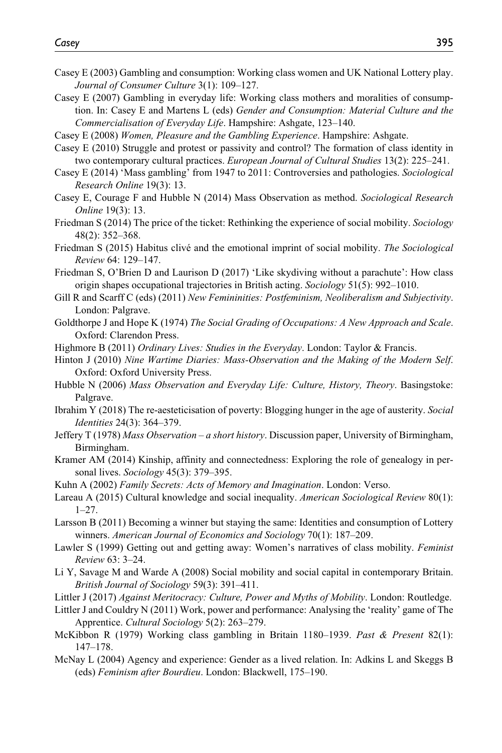Casey E (2003) Gambling and consumption: Working class women and UK National Lottery play. *Journal of Consumer Culture* 3(1): 109–127.

Casey E (2007) Gambling in everyday life: Working class mothers and moralities of consumption. In: Casey E and Martens L (eds) *Gender and Consumption: Material Culture and the Commercialisation of Everyday Life*. Hampshire: Ashgate, 123–140.

Casey E (2008) *Women, Pleasure and the Gambling Experience*. Hampshire: Ashgate.

Casey E (2010) Struggle and protest or passivity and control? The formation of class identity in two contemporary cultural practices. *European Journal of Cultural Studies* 13(2): 225–241.

Casey E (2014) 'Mass gambling' from 1947 to 2011: Controversies and pathologies. *Sociological Research Online* 19(3): 13.

Casey E, Courage F and Hubble N (2014) Mass Observation as method. *Sociological Research Online* 19(3): 13.

Friedman S (2014) The price of the ticket: Rethinking the experience of social mobility. *Sociology* 48(2): 352–368.

Friedman S (2015) Habitus clivé and the emotional imprint of social mobility. *The Sociological Review* 64: 129–147.

Friedman S, O'Brien D and Laurison D (2017) 'Like skydiving without a parachute': How class origin shapes occupational trajectories in British acting. *Sociology* 51(5): 992–1010.

Gill R and Scarff C (eds) (2011) *New Femininities: Postfeminism, Neoliberalism and Subjectivity*. London: Palgrave.

Goldthorpe J and Hope K (1974) *The Social Grading of Occupations: A New Approach and Scale*. Oxford: Clarendon Press.

Highmore B (2011) *Ordinary Lives: Studies in the Everyday*. London: Taylor & Francis.

Hinton J (2010) *Nine Wartime Diaries: Mass-Observation and the Making of the Modern Self*. Oxford: Oxford University Press.

Hubble N (2006) *Mass Observation and Everyday Life: Culture, History, Theory*. Basingstoke: Palgrave.

Ibrahim Y (2018) The re-aesteticisation of poverty: Blogging hunger in the age of austerity. *Social Identities* 24(3): 364–379.

Jeffery T (1978) *Mass Observation – a short history*. Discussion paper, University of Birmingham, Birmingham.

Kramer AM (2014) Kinship, affinity and connectedness: Exploring the role of genealogy in personal lives. *Sociology* 45(3): 379–395.

Kuhn A (2002) *Family Secrets: Acts of Memory and Imagination*. London: Verso.

Lareau A (2015) Cultural knowledge and social inequality. *American Sociological Review* 80(1): 1–27.

Larsson B (2011) Becoming a winner but staying the same: Identities and consumption of Lottery winners. *American Journal of Economics and Sociology* 70(1): 187–209.

Lawler S (1999) Getting out and getting away: Women's narratives of class mobility. *Feminist Review* 63: 3–24.

Li Y, Savage M and Warde A (2008) Social mobility and social capital in contemporary Britain. *British Journal of Sociology* 59(3): 391–411.

Littler J (2017) *Against Meritocracy: Culture, Power and Myths of Mobility*. London: Routledge.

Littler J and Couldry N (2011) Work, power and performance: Analysing the 'reality' game of The Apprentice. *Cultural Sociology* 5(2): 263–279.

McKibbon R (1979) Working class gambling in Britain 1180–1939. *Past & Present* 82(1): 147–178.

McNay L (2004) Agency and experience: Gender as a lived relation. In: Adkins L and Skeggs B (eds) *Feminism after Bourdieu*. London: Blackwell, 175–190.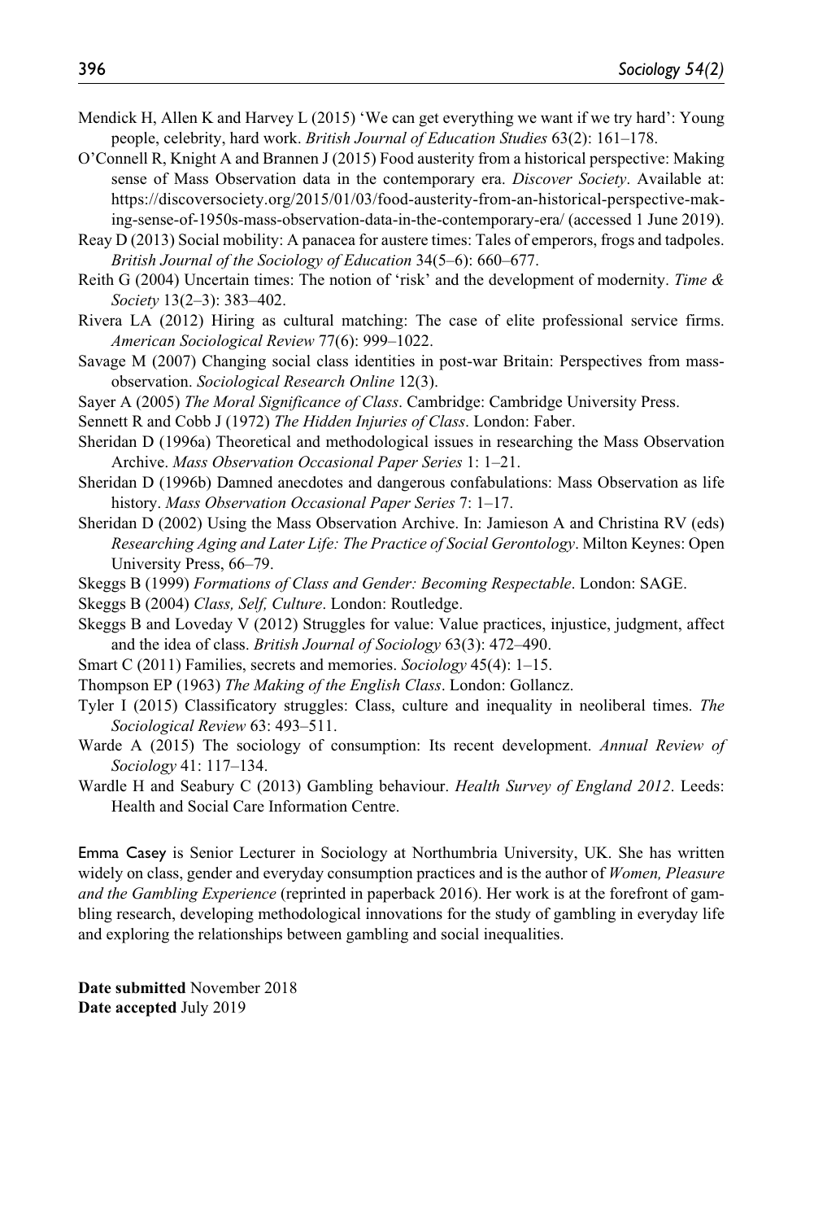Mendick H, Allen K and Harvey L (2015) 'We can get everything we want if we try hard': Young people, celebrity, hard work. *British Journal of Education Studies* 63(2): 161–178.

O'Connell R, Knight A and Brannen J (2015) Food austerity from a historical perspective: Making sense of Mass Observation data in the contemporary era. *Discover Society*. Available at: https://discoversociety.org/2015/01/03/food-austerity-from-an-historical-perspective-making-sense-of-1950s-mass-observation-data-in-the-contemporary-era/ (accessed 1 June 2019).

Reay D (2013) Social mobility: A panacea for austere times: Tales of emperors, frogs and tadpoles. *British Journal of the Sociology of Education* 34(5–6): 660–677.

Reith G (2004) Uncertain times: The notion of 'risk' and the development of modernity. *Time & Society* 13(2–3): 383–402.

Rivera LA (2012) Hiring as cultural matching: The case of elite professional service firms. *American Sociological Review* 77(6): 999–1022.

Savage M (2007) Changing social class identities in post-war Britain: Perspectives from mass-observation. *Sociological Research Online* 12(3).

Sayer A (2005) *The Moral Significance of Class*. Cambridge: Cambridge University Press.

Sennett R and Cobb J (1972) *The Hidden Injuries of Class*. London: Faber.

Sheridan D (1996a) Theoretical and methodological issues in researching the Mass Observation Archive. *Mass Observation Occasional Paper Series* 1: 1–21.

Sheridan D (1996b) Damned anecdotes and dangerous confabulations: Mass Observation as life history. *Mass Observation Occasional Paper Series* 7: 1–17.

Sheridan D (2002) Using the Mass Observation Archive. In: Jamieson A and Christina RV (eds) *Researching Aging and Later Life: The Practice of Social Gerontology*. Milton Keynes: Open University Press, 66–79.

Skeggs B (1999) *Formations of Class and Gender: Becoming Respectable*. London: SAGE.

Skeggs B (2004) *Class, Self, Culture*. London: Routledge.

Skeggs B and Loveday V (2012) Struggles for value: Value practices, injustice, judgment, affect and the idea of class. *British Journal of Sociology* 63(3): 472–490.

Smart C (2011) Families, secrets and memories. *Sociology* 45(4): 1–15.

Thompson EP (1963) *The Making of the English Class*. London: Gollancz.

Tyler I (2015) Classificatory struggles: Class, culture and inequality in neoliberal times. *The Sociological Review* 63: 493–511.

Warde A (2015) The sociology of consumption: Its recent development. *Annual Review of Sociology* 41: 117–134.

Wardle H and Seabury C (2013) Gambling behaviour. *Health Survey of England 2012*. Leeds: Health and Social Care Information Centre.

**Emma Casey** is Senior Lecturer in Sociology at Northumbria University, UK. She has written widely on class, gender and everyday consumption practices and is the author of *Women, Pleasure and the Gambling Experience* (reprinted in paperback 2016). Her work is at the forefront of gambling research, developing methodological innovations for the study of gambling in everyday life and exploring the relationships between gambling and social inequalities.

**Date submitted** November 2018
**Date accepted** July 2019